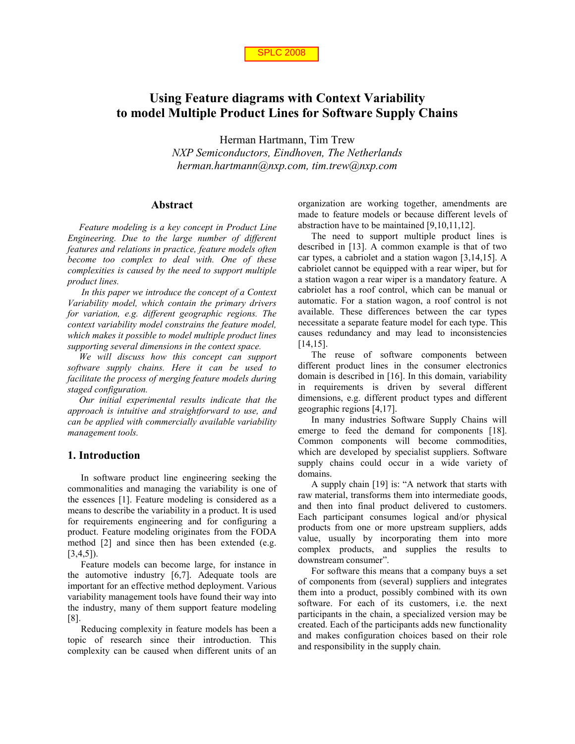SPLC 2008

# Using Feature diagrams with Context Variability to model Multiple Product Lines for Software Supply Chains

Herman Hartmann, Tim Trew
*NXP Semiconductors, Eindhoven, The Netherlands*
*herman.hartmann@nxp.com, tim.trew@nxp.com*

## Abstract

*Feature modeling is a key concept in Product Line Engineering. Due to the large number of different features and relations in practice, feature models often become too complex to deal with. One of these complexities is caused by the need to support multiple product lines.*

*In this paper we introduce the concept of a Context Variability model, which contain the primary drivers for variation, e.g. different geographic regions. The context variability model constrains the feature model, which makes it possible to model multiple product lines supporting several dimensions in the context space.*

*We will discuss how this concept can support software supply chains. Here it can be used to facilitate the process of merging feature models during staged configuration.*

*Our initial experimental results indicate that the approach is intuitive and straightforward to use, and can be applied with commercially available variability management tools.*

## 1. Introduction

In software product line engineering seeking the commonalities and managing the variability is one of the essences [1]. Feature modeling is considered as a means to describe the variability in a product. It is used for requirements engineering and for configuring a product. Feature modeling originates from the FODA method [2] and since then has been extended (e.g. [3,4,5]).

Feature models can become large, for instance in the automotive industry [6,7]. Adequate tools are important for an effective method deployment. Various variability management tools have found their way into the industry, many of them support feature modeling [8].

Reducing complexity in feature models has been a topic of research since their introduction. This complexity can be caused when different units of an organization are working together, amendments are made to feature models or because different levels of abstraction have to be maintained [9,10,11,12].

The need to support multiple product lines is described in [13]. A common example is that of two car types, a cabriolet and a station wagon [3,14,15]. A cabriolet cannot be equipped with a rear wiper, but for a station wagon a rear wiper is a mandatory feature. A cabriolet has a roof control, which can be manual or automatic. For a station wagon, a roof control is not available. These differences between the car types necessitate a separate feature model for each type. This causes redundancy and may lead to inconsistencies [14,15].

The reuse of software components between different product lines in the consumer electronics domain is described in [16]. In this domain, variability in requirements is driven by several different dimensions, e.g. different product types and different geographic regions [4,17].

In many industries Software Supply Chains will emerge to feed the demand for components [18]. Common components will become commodities, which are developed by specialist suppliers. Software supply chains could occur in a wide variety of domains.

A supply chain [19] is: "A network that starts with raw material, transforms them into intermediate goods, and then into final product delivered to customers. Each participant consumes logical and/or physical products from one or more upstream suppliers, adds value, usually by incorporating them into more complex products, and supplies the results to downstream consumer".

For software this means that a company buys a set of components from (several) suppliers and integrates them into a product, possibly combined with its own software. For each of its customers, i.e. the next participants in the chain, a specialized version may be created. Each of the participants adds new functionality and makes configuration choices based on their role and responsibility in the supply chain.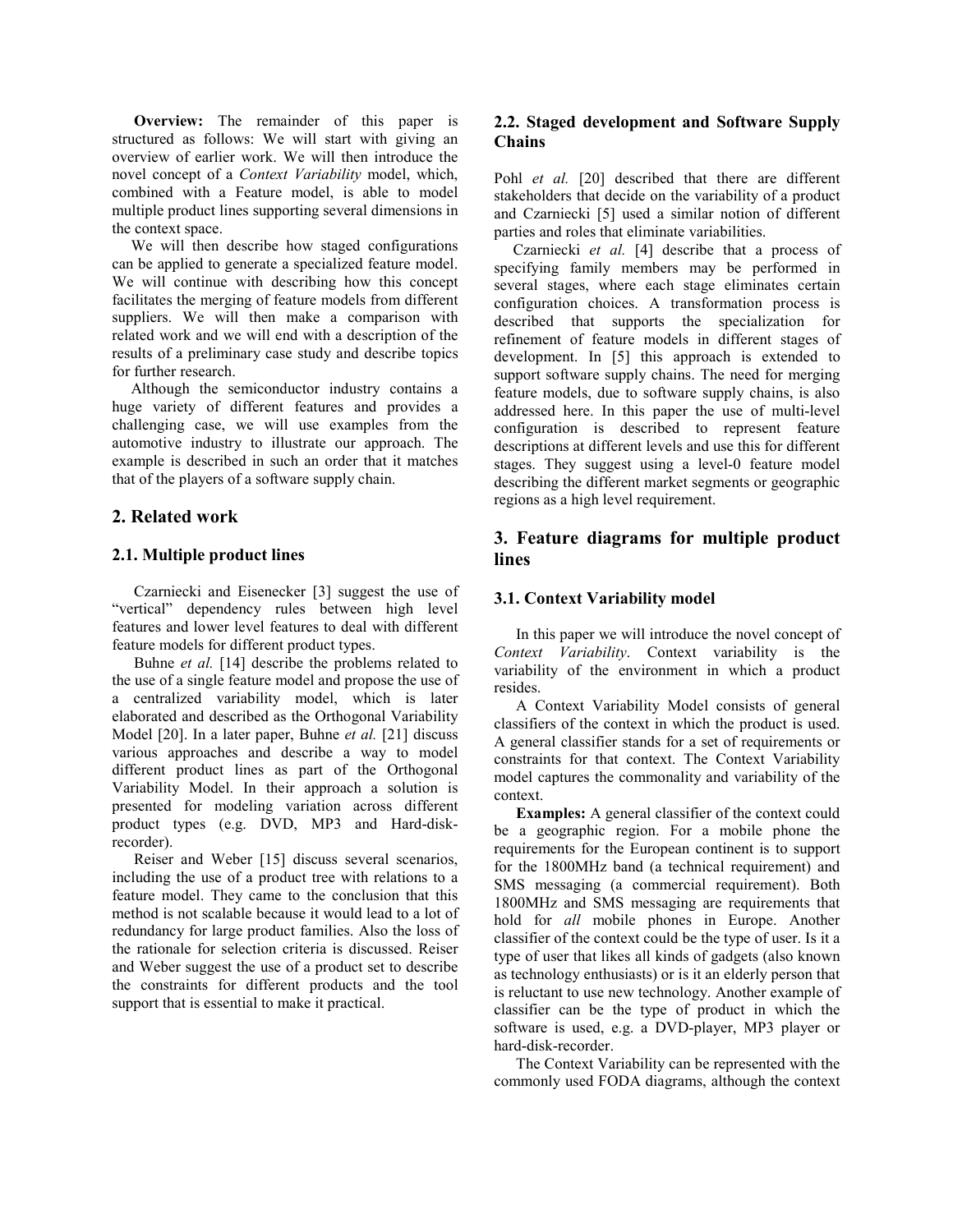**Overview:** The remainder of this paper is structured as follows: We will start with giving an overview of earlier work. We will then introduce the novel concept of a *Context Variability* model, which, combined with a Feature model, is able to model multiple product lines supporting several dimensions in the context space.

We will then describe how staged configurations can be applied to generate a specialized feature model. We will continue with describing how this concept facilitates the merging of feature models from different suppliers. We will then make a comparison with related work and we will end with a description of the results of a preliminary case study and describe topics for further research.

Although the semiconductor industry contains a huge variety of different features and provides a challenging case, we will use examples from the automotive industry to illustrate our approach. The example is described in such an order that it matches that of the players of a software supply chain.

## 2. Related work

### 2.1. Multiple product lines

Czarniecki and Eisenecker [3] suggest the use of "vertical" dependency rules between high level features and lower level features to deal with different feature models for different product types.

Buhne *et al.* [14] describe the problems related to the use of a single feature model and propose the use of a centralized variability model, which is later elaborated and described as the Orthogonal Variability Model [20]. In a later paper, Buhne *et al.* [21] discuss various approaches and describe a way to model different product lines as part of the Orthogonal Variability Model. In their approach a solution is presented for modeling variation across different product types (e.g. DVD, MP3 and Hard-disk-recorder).

Reiser and Weber [15] discuss several scenarios, including the use of a product tree with relations to a feature model. They came to the conclusion that this method is not scalable because it would lead to a lot of redundancy for large product families. Also the loss of the rationale for selection criteria is discussed. Reiser and Weber suggest the use of a product set to describe the constraints for different products and the tool support that is essential to make it practical.

### 2.2. Staged development and Software Supply Chains

Pohl *et al.* [20] described that there are different stakeholders that decide on the variability of a product and Czarniecki [5] used a similar notion of different parties and roles that eliminate variabilities.

Czarniecki *et al.* [4] describe that a process of specifying family members may be performed in several stages, where each stage eliminates certain configuration choices. A transformation process is described that supports the specialization for refinement of feature models in different stages of development. In [5] this approach is extended to support software supply chains. The need for merging feature models, due to software supply chains, is also addressed here. In this paper the use of multi-level configuration is described to represent feature descriptions at different levels and use this for different stages. They suggest using a level-0 feature model describing the different market segments or geographic regions as a high level requirement.

## 3. Feature diagrams for multiple product lines

### 3.1. Context Variability model

In this paper we will introduce the novel concept of *Context Variability*. Context variability is the variability of the environment in which a product resides.

A Context Variability Model consists of general classifiers of the context in which the product is used. A general classifier stands for a set of requirements or constraints for that context. The Context Variability model captures the commonality and variability of the context.

**Examples:** A general classifier of the context could be a geographic region. For a mobile phone the requirements for the European continent is to support for the 1800MHz band (a technical requirement) and SMS messaging (a commercial requirement). Both 1800MHz and SMS messaging are requirements that hold for *all* mobile phones in Europe. Another classifier of the context could be the type of user. Is it a type of user that likes all kinds of gadgets (also known as technology enthusiasts) or is it an elderly person that is reluctant to use new technology. Another example of classifier can be the type of product in which the software is used, e.g. a DVD-player, MP3 player or hard-disk-recorder.

The Context Variability can be represented with the commonly used FODA diagrams, although the context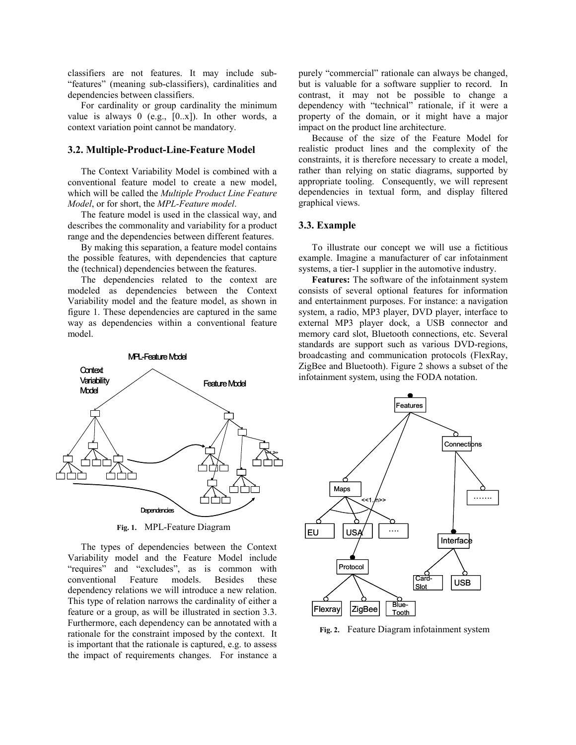classifiers are not features. It may include sub-"features" (meaning sub-classifiers), cardinalities and dependencies between classifiers.

For cardinality or group cardinality the minimum value is always 0 (e.g., [0..x]). In other words, a context variation point cannot be mandatory.

### 3.2. Multiple-Product-Line-Feature Model

The Context Variability Model is combined with a conventional feature model to create a new model, which will be called the *Multiple Product Line Feature Model*, or for short, the *MPL-Feature model*.

The feature model is used in the classical way, and describes the commonality and variability for a product range and the dependencies between different features.

By making this separation, a feature model contains the possible features, with dependencies that capture the (technical) dependencies between the features.

The dependencies related to the context are modeled as dependencies between the Context Variability model and the feature model, as shown in figure 1. These dependencies are captured in the same way as dependencies within a conventional feature model.

**Fig. 1.** MPL-Feature Diagram

The types of dependencies between the Context Variability model and the Feature Model include "requires" and "excludes", as is common with conventional Feature models. Besides these dependency relations we will introduce a new relation. This type of relation narrows the cardinality of either a feature or a group, as will be illustrated in section 3.3. Furthermore, each dependency can be annotated with a rationale for the constraint imposed by the context. It is important that the rationale is captured, e.g. to assess the impact of requirements changes. For instance a purely "commercial" rationale can always be changed, but is valuable for a software supplier to record. In contrast, it may not be possible to change a dependency with "technical" rationale, if it were a property of the domain, or it might have a major impact on the product line architecture.

Because of the size of the Feature Model for realistic product lines and the complexity of the constraints, it is therefore necessary to create a model, rather than relying on static diagrams, supported by appropriate tooling. Consequently, we will represent dependencies in textual form, and display filtered graphical views.

### 3.3. Example

To illustrate our concept we will use a fictitious example. Imagine a manufacturer of car infotainment systems, a tier-1 supplier in the automotive industry.

**Features:** The software of the infotainment system consists of several optional features for information and entertainment purposes. For instance: a navigation system, a radio, MP3 player, DVD player, interface to external MP3 player dock, a USB connector and memory card slot, Bluetooth connections, etc. Several standards are support such as various DVD-regions, broadcasting and communication protocols (FlexRay, ZigBee and Bluetooth). Figure 2 shows a subset of the infotainment system, using the FODA notation.

**Fig. 2.** Feature Diagram infotainment system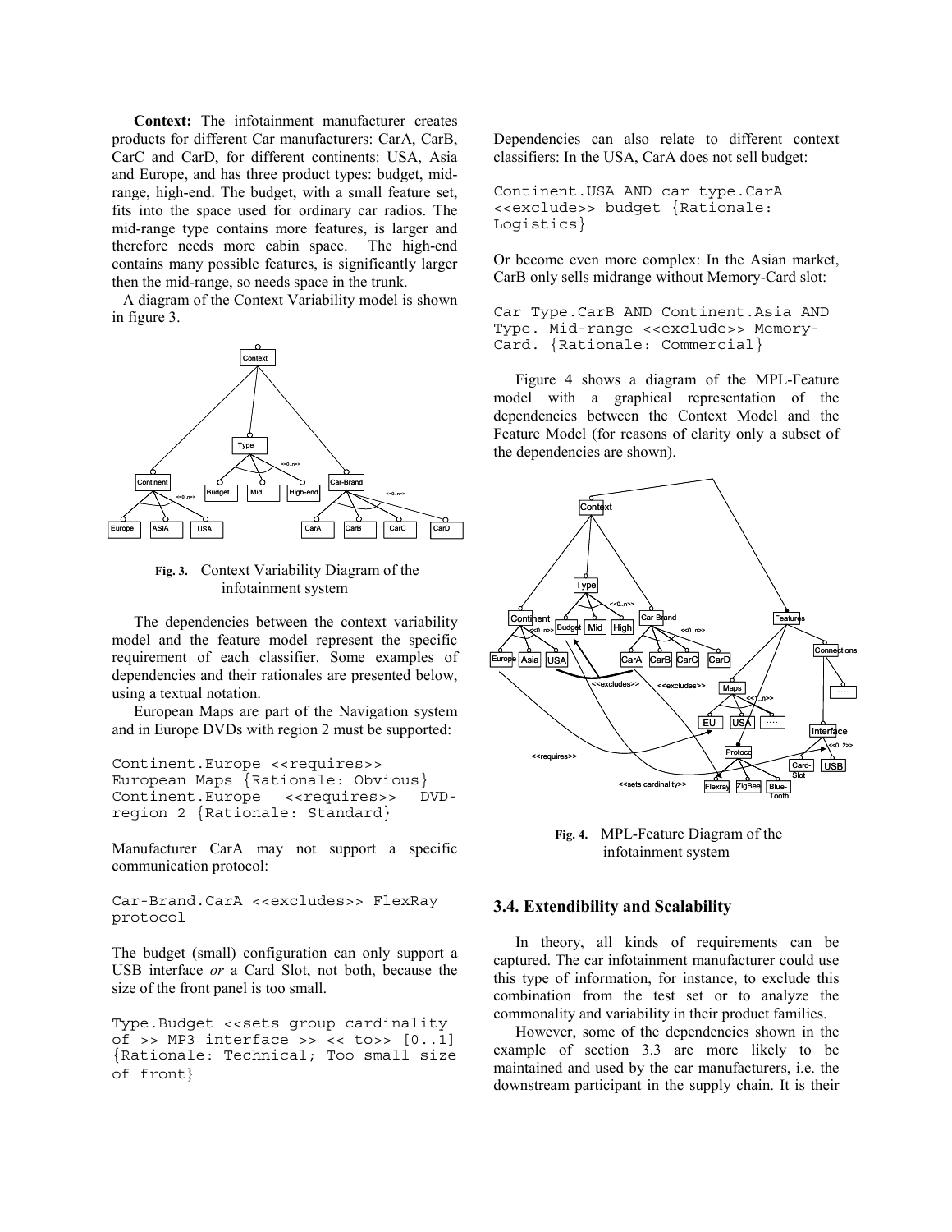**Context:** The infotainment manufacturer creates products for different Car manufacturers: CarA, CarB, CarC and CarD, for different continents: USA, Asia and Europe, and has three product types: budget, mid-range, high-end. The budget, with a small feature set, fits into the space used for ordinary car radios. The mid-range type contains more features, is larger and therefore needs more cabin space. The high-end contains many possible features, is significantly larger then the mid-range, so needs space in the trunk.

A diagram of the Context Variability model is shown in figure 3.

**Fig. 3.** Context Variability Diagram of the infotainment system

The dependencies between the context variability model and the feature model represent the specific requirement of each classifier. Some examples of dependencies and their rationales are presented below, using a textual notation.

European Maps are part of the Navigation system and in Europe DVDs with region 2 must be supported:

```
Continent.Europe <<requires>>
European Maps {Rationale: Obvious}
Continent.Europe   <<requires>>   DVD-
region 2 {Rationale: Standard}
```

Manufacturer CarA may not support a specific communication protocol:

```
Car-Brand.CarA <<excludes>> FlexRay
protocol
```

The budget (small) configuration can only support a USB interface *or* a Card Slot, not both, because the size of the front panel is too small.

```
Type.Budget <<sets group cardinality
of >> MP3 interface >> << to>> [0..1]
{Rationale: Technical; Too small size
of front}
```

Dependencies can also relate to different context classifiers: In the USA, CarA does not sell budget:

```
Continent.USA AND car type.CarA
<<exclude>> budget {Rationale:
Logistics}
```

Or become even more complex: In the Asian market, CarB only sells midrange without Memory-Card slot:

```
Car Type.CarB AND Continent.Asia AND
Type. Mid-range <<exclude>> Memory-
Card. {Rationale: Commercial}
```

Figure 4 shows a diagram of the MPL-Feature model with a graphical representation of the dependencies between the Context Model and the Feature Model (for reasons of clarity only a subset of the dependencies are shown).

**Fig. 4.** MPL-Feature Diagram of the infotainment system

### 3.4. Extendibility and Scalability

In theory, all kinds of requirements can be captured. The car infotainment manufacturer could use this type of information, for instance, to exclude this combination from the test set or to analyze the commonality and variability in their product families.

However, some of the dependencies shown in the example of section 3.3 are more likely to be maintained and used by the car manufacturers, i.e. the downstream participant in the supply chain. It is their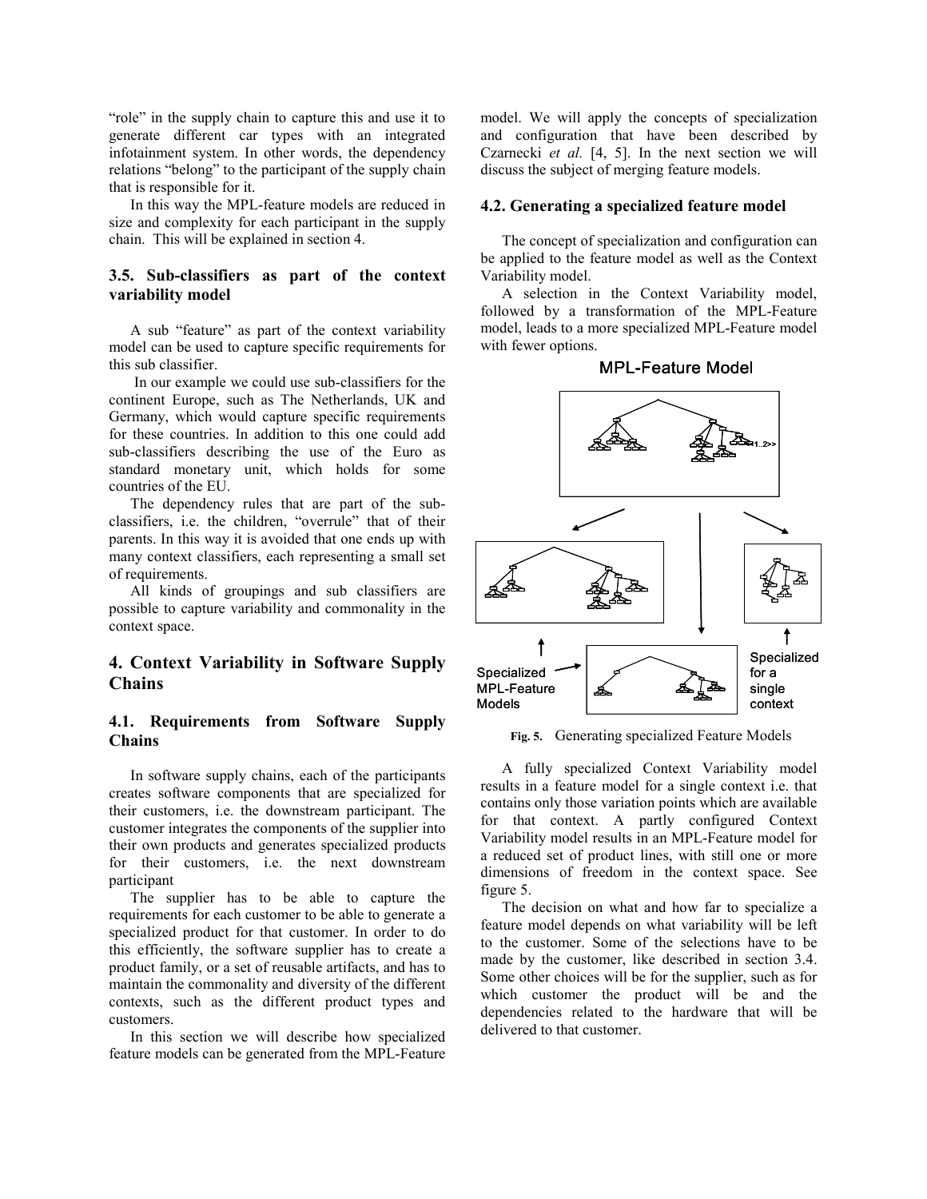"role" in the supply chain to capture this and use it to generate different car types with an integrated infotainment system. In other words, the dependency relations "belong" to the participant of the supply chain that is responsible for it.

In this way the MPL-feature models are reduced in size and complexity for each participant in the supply chain. This will be explained in section 4.

### 3.5. Sub-classifiers as part of the context variability model

A sub "feature" as part of the context variability model can be used to capture specific requirements for this sub classifier.

In our example we could use sub-classifiers for the continent Europe, such as The Netherlands, UK and Germany, which would capture specific requirements for these countries. In addition to this one could add sub-classifiers describing the use of the Euro as standard monetary unit, which holds for some countries of the EU.

The dependency rules that are part of the sub-classifiers, i.e. the children, "overrule" that of their parents. In this way it is avoided that one ends up with many context classifiers, each representing a small set of requirements.

All kinds of groupings and sub classifiers are possible to capture variability and commonality in the context space.

## 4. Context Variability in Software Supply Chains

### 4.1. Requirements from Software Supply Chains

In software supply chains, each of the participants creates software components that are specialized for their customers, i.e. the downstream participant. The customer integrates the components of the supplier into their own products and generates specialized products for their customers, i.e. the next downstream participant

The supplier has to be able to capture the requirements for each customer to be able to generate a specialized product for that customer. In order to do this efficiently, the software supplier has to create a product family, or a set of reusable artifacts, and has to maintain the commonality and diversity of the different contexts, such as the different product types and customers.

In this section we will describe how specialized feature models can be generated from the MPL-Feature model. We will apply the concepts of specialization and configuration that have been described by Czarnecki *et al.* [4, 5]. In the next section we will discuss the subject of merging feature models.

### 4.2. Generating a specialized feature model

The concept of specialization and configuration can be applied to the feature model as well as the Context Variability model.

A selection in the Context Variability model, followed by a transformation of the MPL-Feature model, leads to a more specialized MPL-Feature model with fewer options.

**Fig. 5.** Generating specialized Feature Models

A fully specialized Context Variability model results in a feature model for a single context i.e. that contains only those variation points which are available for that context. A partly configured Context Variability model results in an MPL-Feature model for a reduced set of product lines, with still one or more dimensions of freedom in the context space. See figure 5.

The decision on what and how far to specialize a feature model depends on what variability will be left to the customer. Some of the selections have to be made by the customer, like described in section 3.4. Some other choices will be for the supplier, such as for which customer the product will be and the dependencies related to the hardware that will be delivered to that customer.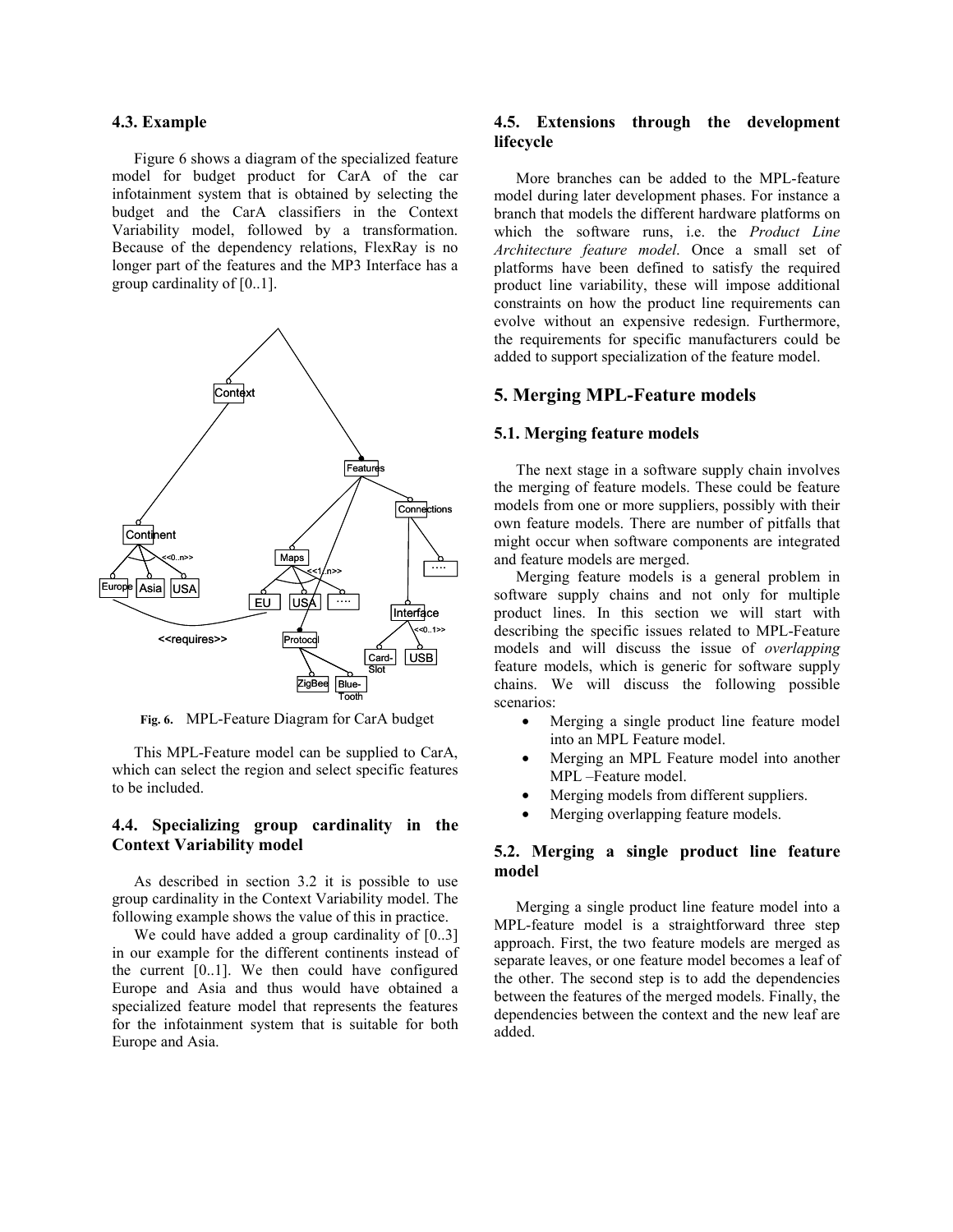### 4.3. Example

Figure 6 shows a diagram of the specialized feature model for budget product for CarA of the car infotainment system that is obtained by selecting the budget and the CarA classifiers in the Context Variability model, followed by a transformation. Because of the dependency relations, FlexRay is no longer part of the features and the MP3 Interface has a group cardinality of [0..1].

Fig. 6. MPL-Feature Diagram for CarA budget

This MPL-Feature model can be supplied to CarA, which can select the region and select specific features to be included.

### 4.4. Specializing group cardinality in the Context Variability model

As described in section 3.2 it is possible to use group cardinality in the Context Variability model. The following example shows the value of this in practice.

We could have added a group cardinality of [0..3] in our example for the different continents instead of the current [0..1]. We then could have configured Europe and Asia and thus would have obtained a specialized feature model that represents the features for the infotainment system that is suitable for both Europe and Asia.

### 4.5. Extensions through the development lifecycle

More branches can be added to the MPL-feature model during later development phases. For instance a branch that models the different hardware platforms on which the software runs, i.e. the *Product Line Architecture feature model*. Once a small set of platforms have been defined to satisfy the required product line variability, these will impose additional constraints on how the product line requirements can evolve without an expensive redesign. Furthermore, the requirements for specific manufacturers could be added to support specialization of the feature model.

## 5. Merging MPL-Feature models

### 5.1. Merging feature models

The next stage in a software supply chain involves the merging of feature models. These could be feature models from one or more suppliers, possibly with their own feature models. There are number of pitfalls that might occur when software components are integrated and feature models are merged.

Merging feature models is a general problem in software supply chains and not only for multiple product lines. In this section we will start with describing the specific issues related to MPL-Feature models and will discuss the issue of *overlapping* feature models, which is generic for software supply chains. We will discuss the following possible scenarios:

- Merging a single product line feature model into an MPL Feature model.
- Merging an MPL Feature model into another MPL –Feature model.
- Merging models from different suppliers.
- Merging overlapping feature models.

### 5.2. Merging a single product line feature model

Merging a single product line feature model into a MPL-feature model is a straightforward three step approach. First, the two feature models are merged as separate leaves, or one feature model becomes a leaf of the other. The second step is to add the dependencies between the features of the merged models. Finally, the dependencies between the context and the new leaf are added.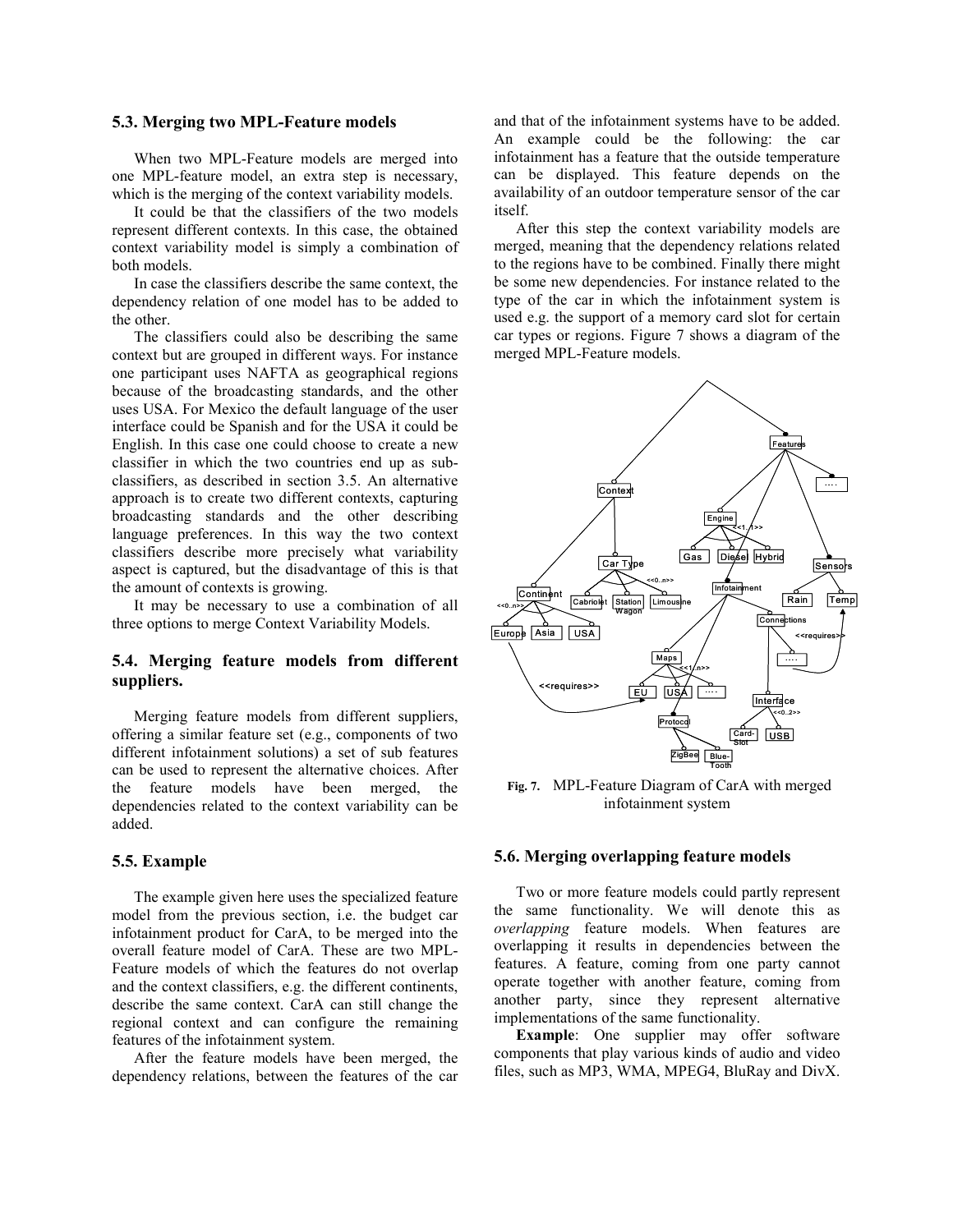### 5.3. Merging two MPL-Feature models

When two MPL-Feature models are merged into one MPL-feature model, an extra step is necessary, which is the merging of the context variability models.

It could be that the classifiers of the two models represent different contexts. In this case, the obtained context variability model is simply a combination of both models.

In case the classifiers describe the same context, the dependency relation of one model has to be added to the other.

The classifiers could also be describing the same context but are grouped in different ways. For instance one participant uses NAFTA as geographical regions because of the broadcasting standards, and the other uses USA. For Mexico the default language of the user interface could be Spanish and for the USA it could be English. In this case one could choose to create a new classifier in which the two countries end up as sub-classifiers, as described in section 3.5. An alternative approach is to create two different contexts, capturing broadcasting standards and the other describing language preferences. In this way the two context classifiers describe more precisely what variability aspect is captured, but the disadvantage of this is that the amount of contexts is growing.

It may be necessary to use a combination of all three options to merge Context Variability Models.

### 5.4. Merging feature models from different suppliers.

Merging feature models from different suppliers, offering a similar feature set (e.g., components of two different infotainment solutions) a set of sub features can be used to represent the alternative choices. After the feature models have been merged, the dependencies related to the context variability can be added.

### 5.5. Example

The example given here uses the specialized feature model from the previous section, i.e. the budget car infotainment product for CarA, to be merged into the overall feature model of CarA. These are two MPL-Feature models of which the features do not overlap and the context classifiers, e.g. the different continents, describe the same context. CarA can still change the regional context and can configure the remaining features of the infotainment system.

After the feature models have been merged, the dependency relations, between the features of the car and that of the infotainment systems have to be added. An example could be the following: the car infotainment has a feature that the outside temperature can be displayed. This feature depends on the availability of an outdoor temperature sensor of the car itself.

After this step the context variability models are merged, meaning that the dependency relations related to the regions have to be combined. Finally there might be some new dependencies. For instance related to the type of the car in which the infotainment system is used e.g. the support of a memory card slot for certain car types or regions. Figure 7 shows a diagram of the merged MPL-Feature models.

**Fig. 7.** MPL-Feature Diagram of CarA with merged infotainment system

### 5.6. Merging overlapping feature models

Two or more feature models could partly represent the same functionality. We will denote this as *overlapping* feature models. When features are overlapping it results in dependencies between the features. A feature, coming from one party cannot operate together with another feature, coming from another party, since they represent alternative implementations of the same functionality.

**Example**: One supplier may offer software components that play various kinds of audio and video files, such as MP3, WMA, MPEG4, BluRay and DivX.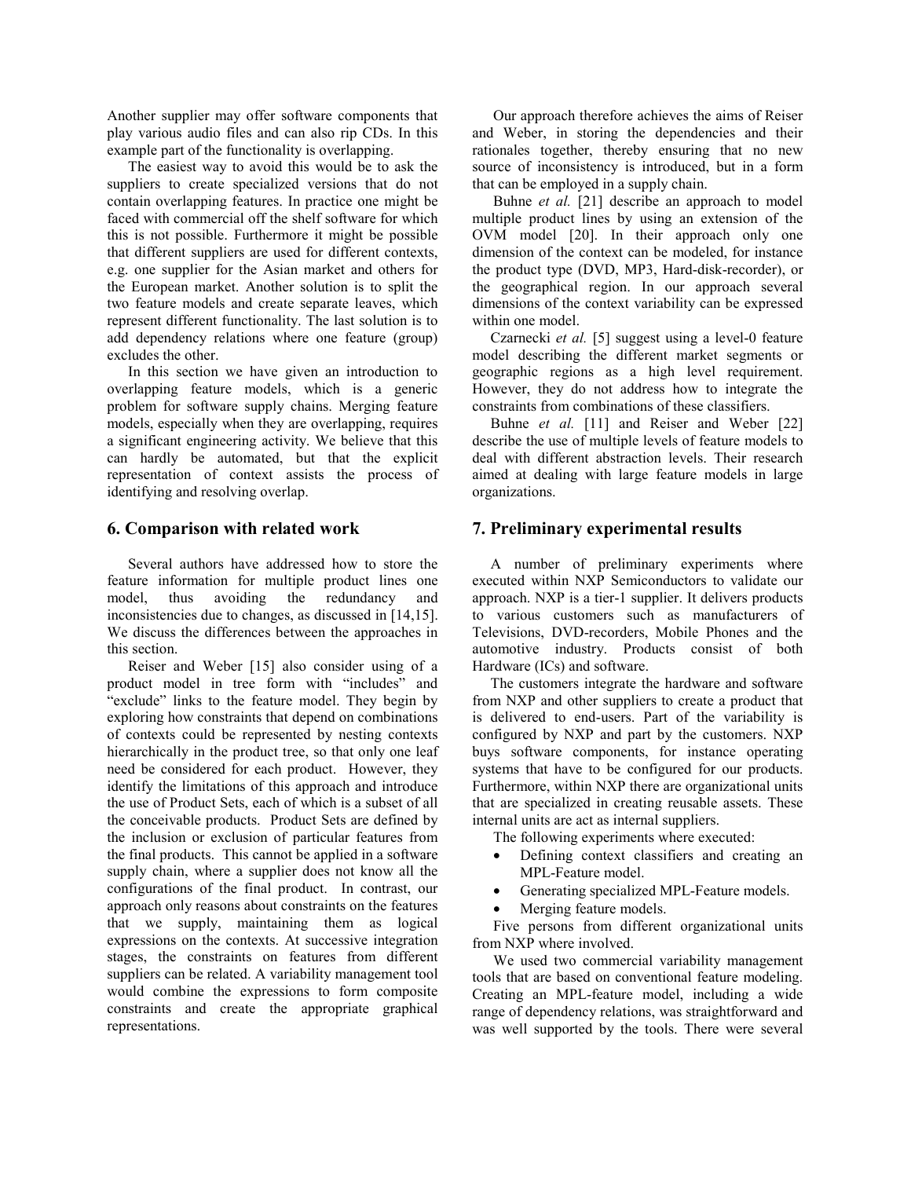Another supplier may offer software components that play various audio files and can also rip CDs. In this example part of the functionality is overlapping.

The easiest way to avoid this would be to ask the suppliers to create specialized versions that do not contain overlapping features. In practice one might be faced with commercial off the shelf software for which this is not possible. Furthermore it might be possible that different suppliers are used for different contexts, e.g. one supplier for the Asian market and others for the European market. Another solution is to split the two feature models and create separate leaves, which represent different functionality. The last solution is to add dependency relations where one feature (group) excludes the other.

In this section we have given an introduction to overlapping feature models, which is a generic problem for software supply chains. Merging feature models, especially when they are overlapping, requires a significant engineering activity. We believe that this can hardly be automated, but that the explicit representation of context assists the process of identifying and resolving overlap.

## 6. Comparison with related work

Several authors have addressed how to store the feature information for multiple product lines one model, thus avoiding the redundancy and inconsistencies due to changes, as discussed in [14,15]. We discuss the differences between the approaches in this section.

Reiser and Weber [15] also consider using of a product model in tree form with "includes" and "exclude" links to the feature model. They begin by exploring how constraints that depend on combinations of contexts could be represented by nesting contexts hierarchically in the product tree, so that only one leaf need be considered for each product. However, they identify the limitations of this approach and introduce the use of Product Sets, each of which is a subset of all the conceivable products. Product Sets are defined by the inclusion or exclusion of particular features from the final products. This cannot be applied in a software supply chain, where a supplier does not know all the configurations of the final product. In contrast, our approach only reasons about constraints on the features that we supply, maintaining them as logical expressions on the contexts. At successive integration stages, the constraints on features from different suppliers can be related. A variability management tool would combine the expressions to form composite constraints and create the appropriate graphical representations.

Our approach therefore achieves the aims of Reiser and Weber, in storing the dependencies and their rationales together, thereby ensuring that no new source of inconsistency is introduced, but in a form that can be employed in a supply chain.

Buhne *et al.* [21] describe an approach to model multiple product lines by using an extension of the OVM model [20]. In their approach only one dimension of the context can be modeled, for instance the product type (DVD, MP3, Hard-disk-recorder), or the geographical region. In our approach several dimensions of the context variability can be expressed within one model.

Czarnecki *et al.* [5] suggest using a level-0 feature model describing the different market segments or geographic regions as a high level requirement. However, they do not address how to integrate the constraints from combinations of these classifiers.

Buhne *et al.* [11] and Reiser and Weber [22] describe the use of multiple levels of feature models to deal with different abstraction levels. Their research aimed at dealing with large feature models in large organizations.

## 7. Preliminary experimental results

A number of preliminary experiments where executed within NXP Semiconductors to validate our approach. NXP is a tier-1 supplier. It delivers products to various customers such as manufacturers of Televisions, DVD-recorders, Mobile Phones and the automotive industry. Products consist of both Hardware (ICs) and software.

The customers integrate the hardware and software from NXP and other suppliers to create a product that is delivered to end-users. Part of the variability is configured by NXP and part by the customers. NXP buys software components, for instance operating systems that have to be configured for our products. Furthermore, within NXP there are organizational units that are specialized in creating reusable assets. These internal units are act as internal suppliers.

The following experiments where executed:

- Defining context classifiers and creating an MPL-Feature model.
- Generating specialized MPL-Feature models.
- Merging feature models.

Five persons from different organizational units from NXP where involved.

We used two commercial variability management tools that are based on conventional feature modeling. Creating an MPL-feature model, including a wide range of dependency relations, was straightforward and was well supported by the tools. There were several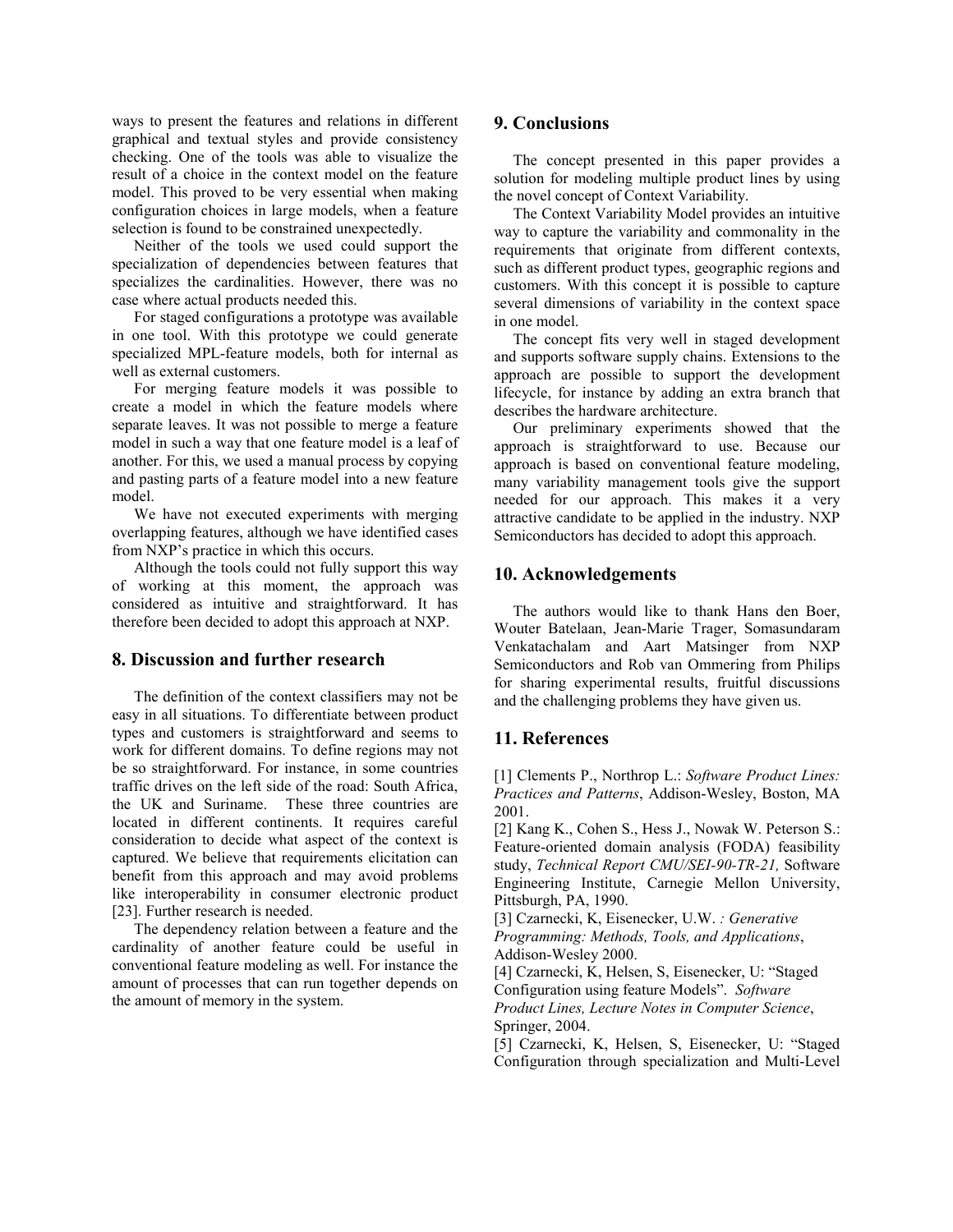ways to present the features and relations in different graphical and textual styles and provide consistency checking. One of the tools was able to visualize the result of a choice in the context model on the feature model. This proved to be very essential when making configuration choices in large models, when a feature selection is found to be constrained unexpectedly.

Neither of the tools we used could support the specialization of dependencies between features that specializes the cardinalities. However, there was no case where actual products needed this.

For staged configurations a prototype was available in one tool. With this prototype we could generate specialized MPL-feature models, both for internal as well as external customers.

For merging feature models it was possible to create a model in which the feature models where separate leaves. It was not possible to merge a feature model in such a way that one feature model is a leaf of another. For this, we used a manual process by copying and pasting parts of a feature model into a new feature model.

We have not executed experiments with merging overlapping features, although we have identified cases from NXP's practice in which this occurs.

Although the tools could not fully support this way of working at this moment, the approach was considered as intuitive and straightforward. It has therefore been decided to adopt this approach at NXP.

## 8. Discussion and further research

The definition of the context classifiers may not be easy in all situations. To differentiate between product types and customers is straightforward and seems to work for different domains. To define regions may not be so straightforward. For instance, in some countries traffic drives on the left side of the road: South Africa, the UK and Suriname. These three countries are located in different continents. It requires careful consideration to decide what aspect of the context is captured. We believe that requirements elicitation can benefit from this approach and may avoid problems like interoperability in consumer electronic product [23]. Further research is needed.

The dependency relation between a feature and the cardinality of another feature could be useful in conventional feature modeling as well. For instance the amount of processes that can run together depends on the amount of memory in the system.

## 9. Conclusions

The concept presented in this paper provides a solution for modeling multiple product lines by using the novel concept of Context Variability.

The Context Variability Model provides an intuitive way to capture the variability and commonality in the requirements that originate from different contexts, such as different product types, geographic regions and customers. With this concept it is possible to capture several dimensions of variability in the context space in one model.

The concept fits very well in staged development and supports software supply chains. Extensions to the approach are possible to support the development lifecycle, for instance by adding an extra branch that describes the hardware architecture.

Our preliminary experiments showed that the approach is straightforward to use. Because our approach is based on conventional feature modeling, many variability management tools give the support needed for our approach. This makes it a very attractive candidate to be applied in the industry. NXP Semiconductors has decided to adopt this approach.

## 10. Acknowledgements

The authors would like to thank Hans den Boer, Wouter Batelaan, Jean-Marie Trager, Somasundaram Venkatachalam and Aart Matsinger from NXP Semiconductors and Rob van Ommering from Philips for sharing experimental results, fruitful discussions and the challenging problems they have given us.

## 11. References

[1] Clements P., Northrop L.: *Software Product Lines: Practices and Patterns*, Addison-Wesley, Boston, MA 2001.

[2] Kang K., Cohen S., Hess J., Nowak W. Peterson S.: Feature-oriented domain analysis (FODA) feasibility study, *Technical Report CMU/SEI-90-TR-21,* Software Engineering Institute, Carnegie Mellon University, Pittsburgh, PA, 1990.

[3] Czarnecki, K, Eisenecker, U.W. *: Generative Programming: Methods, Tools, and Applications*, Addison-Wesley 2000.

[4] Czarnecki, K, Helsen, S, Eisenecker, U: "Staged Configuration using feature Models". *Software Product Lines, Lecture Notes in Computer Science*, Springer, 2004.

[5] Czarnecki, K, Helsen, S, Eisenecker, U: "Staged Configuration through specialization and Multi-Level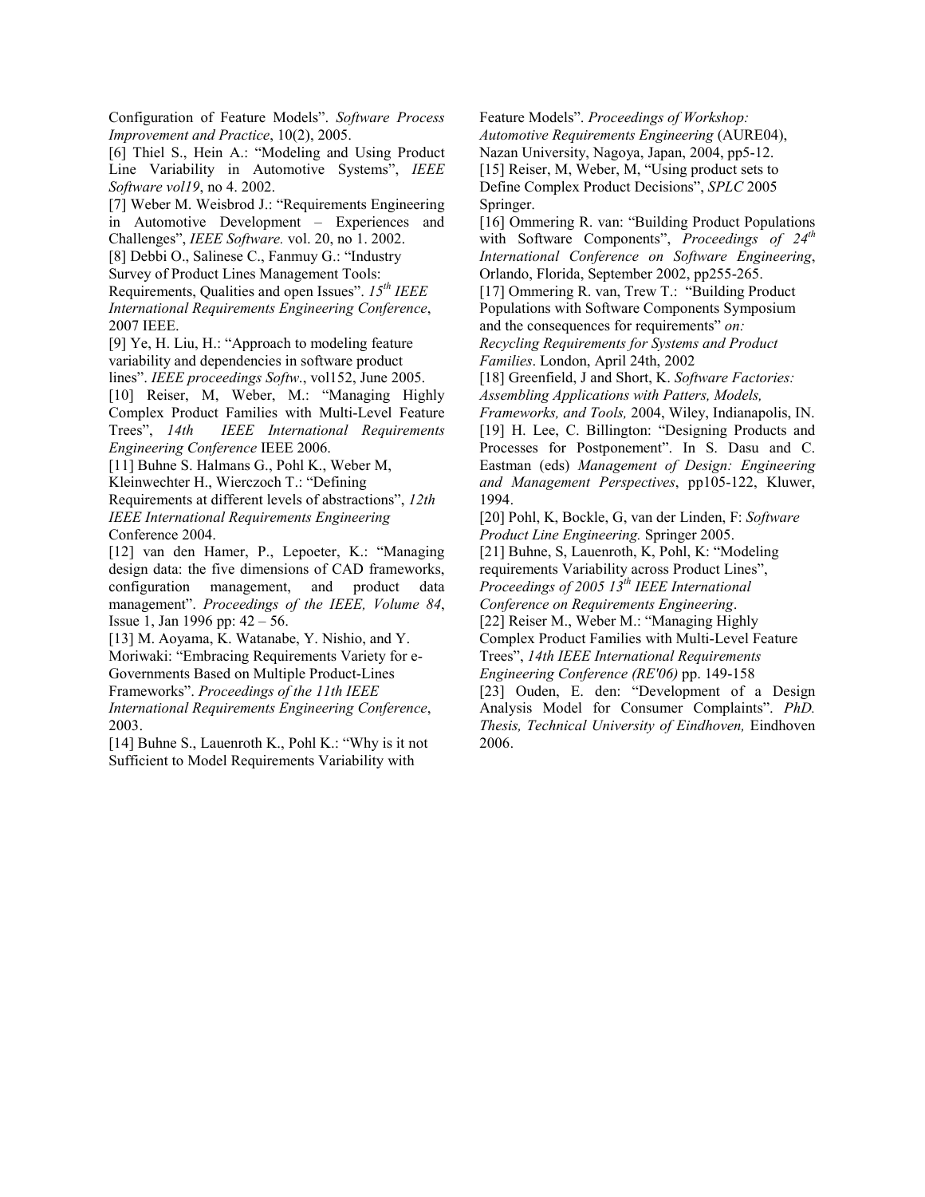Configuration of Feature Models". *Software Process Improvement and Practice*, 10(2), 2005.

[6] Thiel S., Hein A.: "Modeling and Using Product Line Variability in Automotive Systems", *IEEE Software vol19*, no 4. 2002.

[7] Weber M. Weisbrod J.: "Requirements Engineering in Automotive Development – Experiences and Challenges", *IEEE Software.* vol. 20, no 1. 2002.

[8] Debbi O., Salinese C., Fanmuy G.: "Industry Survey of Product Lines Management Tools: Requirements, Qualities and open Issues". *15th IEEE International Requirements Engineering Conference*, 2007 IEEE.

[9] Ye, H. Liu, H.: "Approach to modeling feature variability and dependencies in software product lines". *IEEE proceedings Softw.*, vol152, June 2005.

[10] Reiser, M, Weber, M.: "Managing Highly Complex Product Families with Multi-Level Feature Trees", *14th IEEE International Requirements Engineering Conference* IEEE 2006.

[11] Buhne S. Halmans G., Pohl K., Weber M, Kleinwechter H., Wierczoch T.: "Defining Requirements at different levels of abstractions", *12th IEEE International Requirements Engineering* Conference 2004.

[12] van den Hamer, P., Lepoeter, K.: "Managing design data: the five dimensions of CAD frameworks, configuration management, and product data management". *Proceedings of the IEEE, Volume 84*, Issue 1, Jan 1996 pp: 42 – 56.

[13] M. Aoyama, K. Watanabe, Y. Nishio, and Y. Moriwaki: "Embracing Requirements Variety for e-Governments Based on Multiple Product-Lines Frameworks". *Proceedings of the 11th IEEE International Requirements Engineering Conference*, 2003.

[14] Buhne S., Lauenroth K., Pohl K.: "Why is it not Sufficient to Model Requirements Variability with Feature Models". *Proceedings of Workshop: Automotive Requirements Engineering* (AURE04), Nazan University, Nagoya, Japan, 2004, pp5-12.

[15] Reiser, M, Weber, M, "Using product sets to Define Complex Product Decisions", *SPLC* 2005 Springer.

[16] Ommering R. van: "Building Product Populations with Software Components", *Proceedings of 24th International Conference on Software Engineering*, Orlando, Florida, September 2002, pp255-265.

[17] Ommering R. van, Trew T.: "Building Product Populations with Software Components Symposium and the consequences for requirements" *on: Recycling Requirements for Systems and Product Families*. London, April 24th, 2002

[18] Greenfield, J and Short, K. *Software Factories: Assembling Applications with Patters, Models, Frameworks, and Tools,* 2004, Wiley, Indianapolis, IN.

[19] H. Lee, C. Billington: "Designing Products and Processes for Postponement". In S. Dasu and C. Eastman (eds) *Management of Design: Engineering and Management Perspectives*, pp105-122, Kluwer, 1994.

[20] Pohl, K, Bockle, G, van der Linden, F: *Software Product Line Engineering.* Springer 2005.

[21] Buhne, S, Lauenroth, K, Pohl, K: "Modeling requirements Variability across Product Lines", *Proceedings of 2005 13th IEEE International Conference on Requirements Engineering*.

[22] Reiser M., Weber M.: "Managing Highly Complex Product Families with Multi-Level Feature Trees", *14th IEEE International Requirements Engineering Conference (RE'06)* pp. 149-158

[23] Ouden, E. den: "Development of a Design Analysis Model for Consumer Complaints". *PhD. Thesis, Technical University of Eindhoven,* Eindhoven 2006.